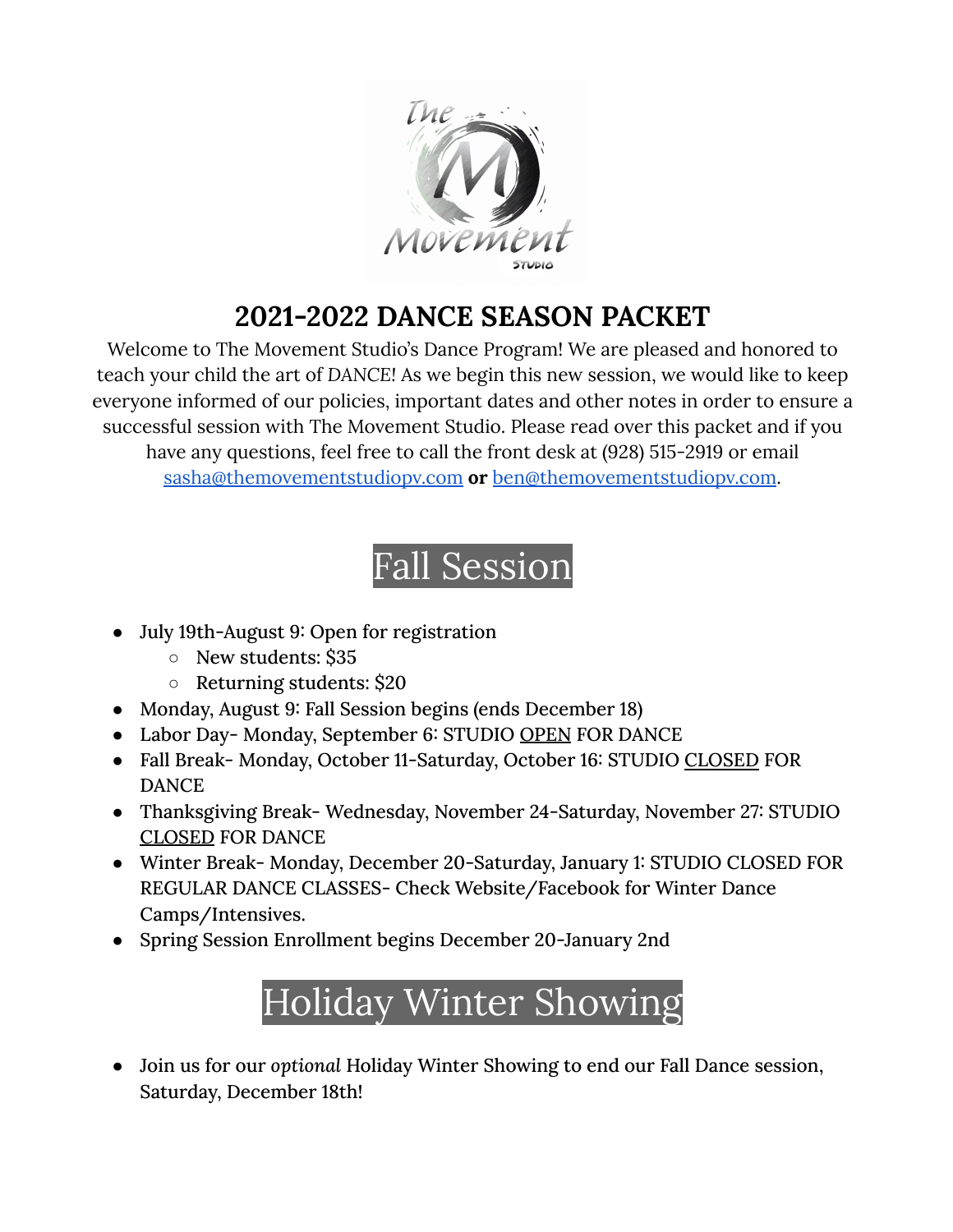# 2021-2022 DANCE SEASON PACKET

Welcome to The Movement Studio's Dance Program! We are pleased and honored to teach your child the art of DANCE! As we begin this new session, we would like to keep everyone informed of our policies, important dates and other notes in order to ensure a successful session with The Movement Studio. Please read over this packet and if you have any questions, feel free to call the front desk at (928) 515-2919 or email [sasha@themovementstudiopv.com](mailto:sasha@themovementstudiopv.com) **or** [ben@themovementstudiopv.com](mailto:ben@themovementstudiopv.com).

## Fall Session

- July 19th-August 9: Open for registration
  - New students: $35
  - Returning students: $20
- Monday, August 9: Fall Session begins (ends December 18)
- Labor Day- Monday, September 6: STUDIO OPEN FOR DANCE
- Fall Break- Monday, October 11-Saturday, October 16: STUDIO CLOSED FOR DANCE
- Thanksgiving Break- Wednesday, November 24-Saturday, November 27: STUDIO CLOSED FOR DANCE
- Winter Break- Monday, December 20-Saturday, January 1: STUDIO CLOSED FOR REGULAR DANCE CLASSES- Check Website/Facebook for Winter Dance Camps/Intensives.
- Spring Session Enrollment begins December 20-January 2nd

## Holiday Winter Showing

- Join us for our *optional* Holiday Winter Showing to end our Fall Dance session, Saturday, December 18th!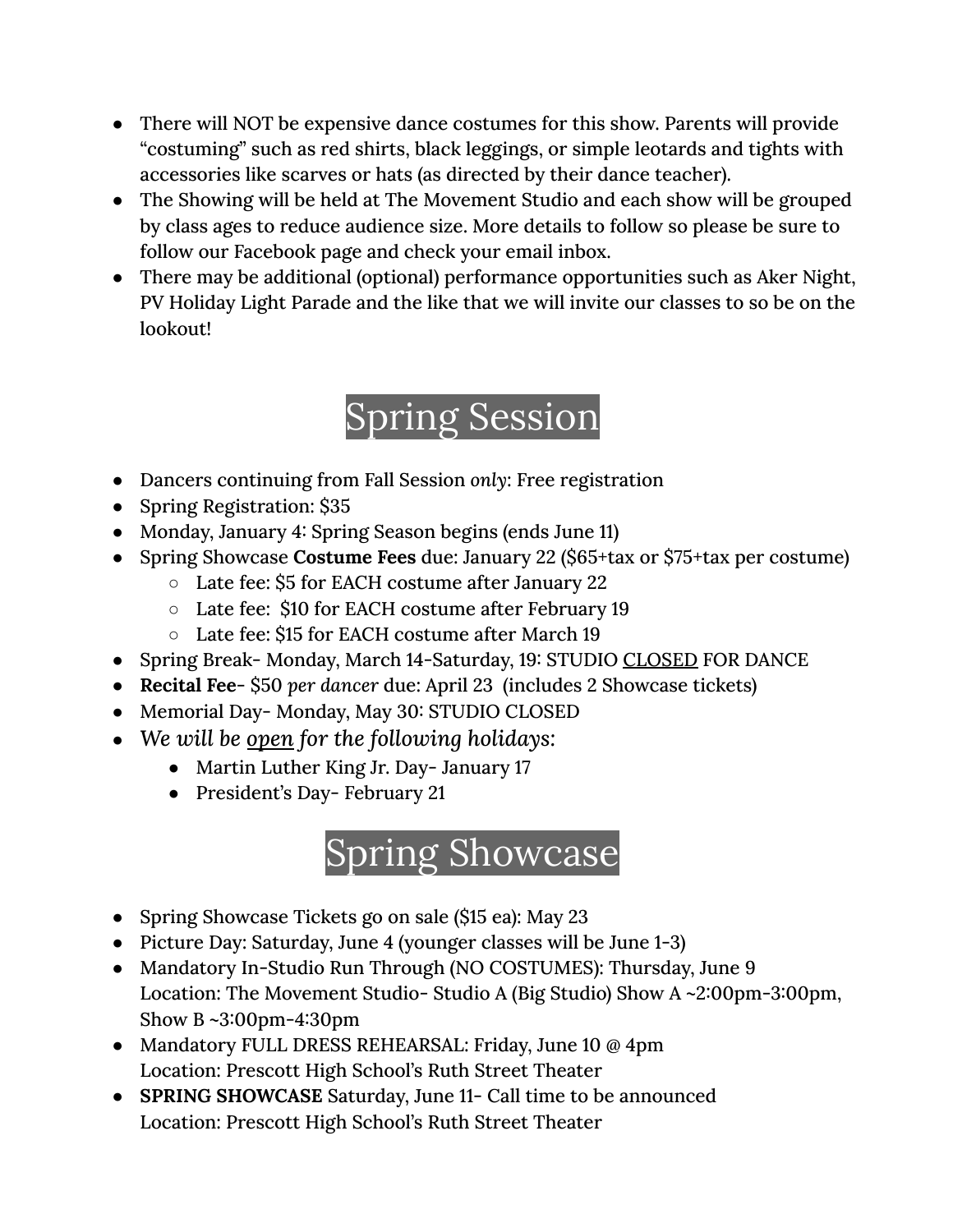- There will NOT be expensive dance costumes for this show. Parents will provide "costuming" such as red shirts, black leggings, or simple leotards and tights with accessories like scarves or hats (as directed by their dance teacher).
- The Showing will be held at The Movement Studio and each show will be grouped by class ages to reduce audience size. More details to follow so please be sure to follow our Facebook page and check your email inbox.
- There may be additional (optional) performance opportunities such as Aker Night, PV Holiday Light Parade and the like that we will invite our classes to so be on the lookout!

# Spring Session

- Dancers continuing from Fall Session *only*: Free registration
- Spring Registration: $35
- Monday, January 4: Spring Season begins (ends June 11)
- Spring Showcase **Costume Fees** due: January 22 ($65+tax or $75+tax per costume)
  - Late fee: $5 for EACH costume after January 22
  - Late fee: $10 for EACH costume after February 19
  - Late fee: $15 for EACH costume after March 19
- Spring Break- Monday, March 14-Saturday, 19: STUDIO <u>CLOSED</u> FOR DANCE
- **Recital Fee**- $50 *per dancer* due: April 23 (includes 2 Showcase tickets)
- Memorial Day- Monday, May 30: STUDIO CLOSED
- *We will be <u>open</u> for the following holidays:*
  - Martin Luther King Jr. Day- January 17
  - President's Day- February 21

# Spring Showcase

- Spring Showcase Tickets go on sale ($15 ea): May 23
- Picture Day: Saturday, June 4 (younger classes will be June 1-3)
- Mandatory In-Studio Run Through (NO COSTUMES): Thursday, June 9
  Location: The Movement Studio- Studio A (Big Studio) Show A ~2:00pm-3:00pm, Show B ~3:00pm-4:30pm
- Mandatory FULL DRESS REHEARSAL: Friday, June 10 @ 4pm
  Location: Prescott High School's Ruth Street Theater
- **SPRING SHOWCASE** Saturday, June 11- Call time to be announced
  Location: Prescott High School's Ruth Street Theater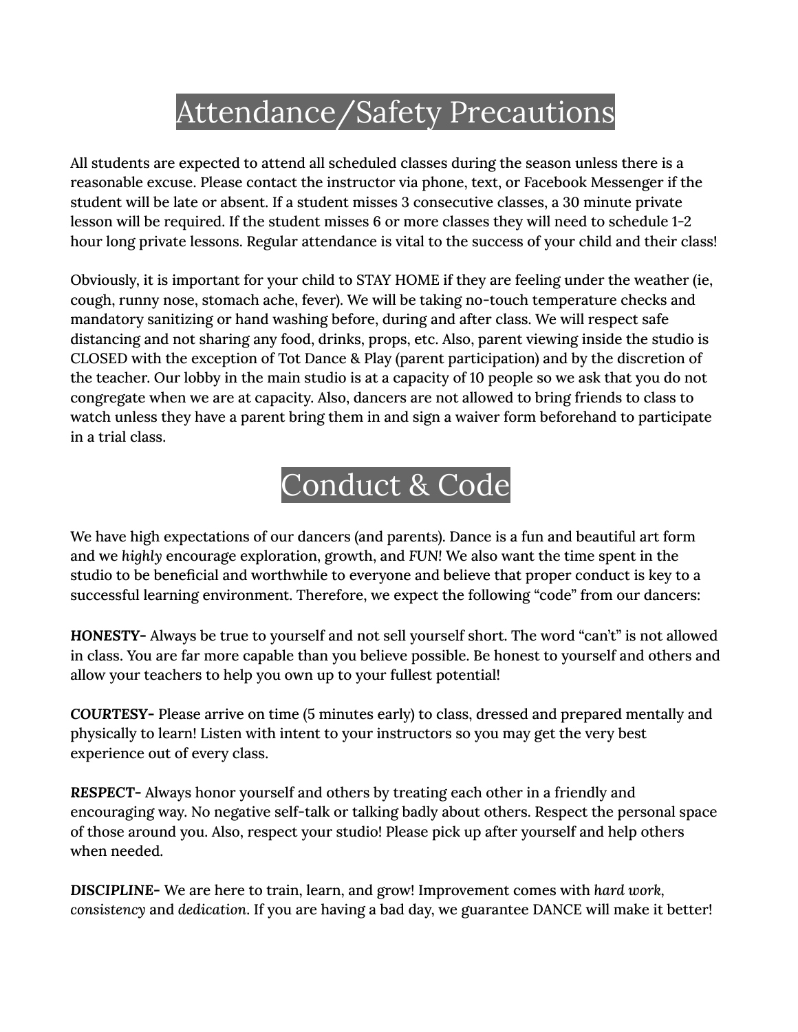# Attendance/Safety Precautions

All students are expected to attend all scheduled classes during the season unless there is a reasonable excuse. Please contact the instructor via phone, text, or Facebook Messenger if the student will be late or absent. If a student misses 3 consecutive classes, a 30 minute private lesson will be required. If the student misses 6 or more classes they will need to schedule 1-2 hour long private lessons. Regular attendance is vital to the success of your child and their class!

Obviously, it is important for your child to STAY HOME if they are feeling under the weather (ie, cough, runny nose, stomach ache, fever). We will be taking no-touch temperature checks and mandatory sanitizing or hand washing before, during and after class. We will respect safe distancing and not sharing any food, drinks, props, etc. Also, parent viewing inside the studio is CLOSED with the exception of Tot Dance & Play (parent participation) and by the discretion of the teacher. Our lobby in the main studio is at a capacity of 10 people so we ask that you do not congregate when we are at capacity. Also, dancers are not allowed to bring friends to class to watch unless they have a parent bring them in and sign a waiver form beforehand to participate in a trial class.

# Conduct & Code

We have high expectations of our dancers (and parents). Dance is a fun and beautiful art form and we *highly* encourage exploration, growth, and *FUN*! We also want the time spent in the studio to be beneficial and worthwhile to everyone and believe that proper conduct is key to a successful learning environment. Therefore, we expect the following "code" from our dancers:

**HONESTY-** Always be true to yourself and not sell yourself short. The word "can't" is not allowed in class. You are far more capable than you believe possible. Be honest to yourself and others and allow your teachers to help you own up to your fullest potential!

**COURTESY-** Please arrive on time (5 minutes early) to class, dressed and prepared mentally and physically to learn! Listen with intent to your instructors so you may get the very best experience out of every class.

**RESPECT-** Always honor yourself and others by treating each other in a friendly and encouraging way. No negative self-talk or talking badly about others. Respect the personal space of those around you. Also, respect your studio! Please pick up after yourself and help others when needed.

**DISCIPLINE-** We are here to train, learn, and grow! Improvement comes with *hard work*, *consistency* and *dedication*. If you are having a bad day, we guarantee DANCE will make it better!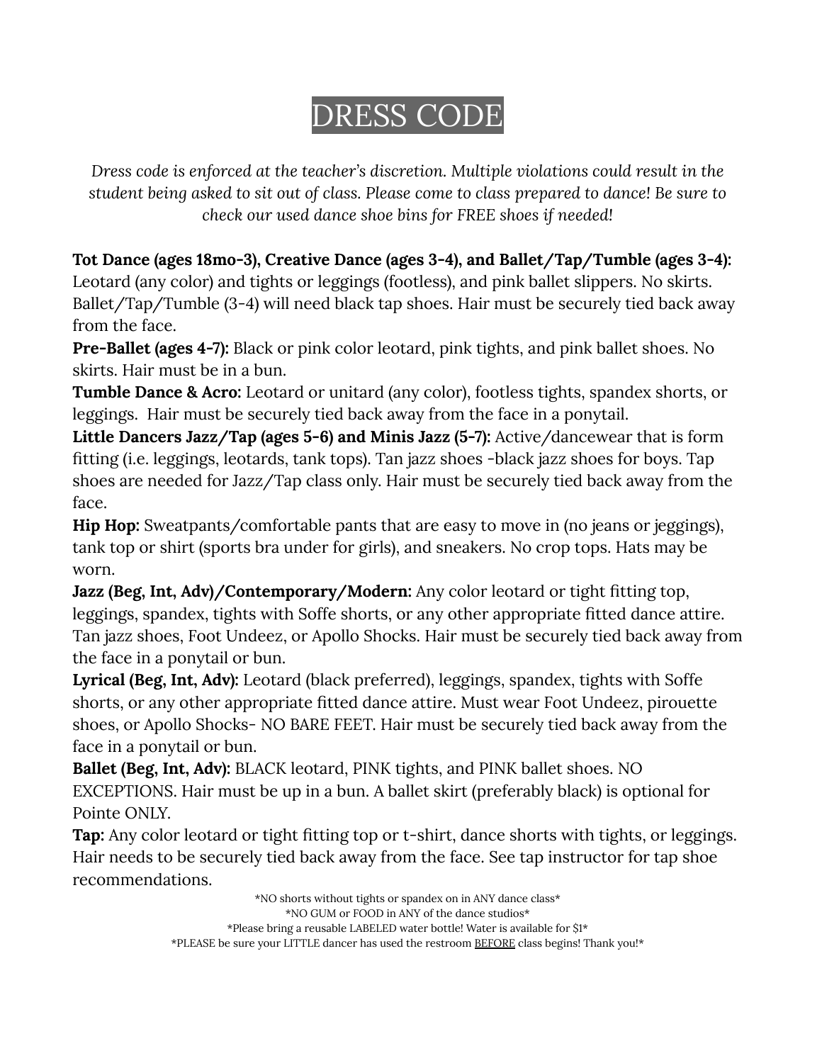# DRESS CODE

*Dress code is enforced at the teacher's discretion. Multiple violations could result in the student being asked to sit out of class. Please come to class prepared to dance! Be sure to check our used dance shoe bins for FREE shoes if needed!*

**Tot Dance (ages 18mo-3), Creative Dance (ages 3-4), and Ballet/Tap/Tumble (ages 3-4):** Leotard (any color) and tights or leggings (footless), and pink ballet slippers. No skirts. Ballet/Tap/Tumble (3-4) will need black tap shoes. Hair must be securely tied back away from the face.

**Pre-Ballet (ages 4-7):** Black or pink color leotard, pink tights, and pink ballet shoes. No skirts. Hair must be in a bun.

**Tumble Dance & Acro:** Leotard or unitard (any color), footless tights, spandex shorts, or leggings. Hair must be securely tied back away from the face in a ponytail.

**Little Dancers Jazz/Tap (ages 5-6) and Minis Jazz (5-7):** Active/dancewear that is form fitting (i.e. leggings, leotards, tank tops). Tan jazz shoes -black jazz shoes for boys. Tap shoes are needed for Jazz/Tap class only. Hair must be securely tied back away from the face.

**Hip Hop:** Sweatpants/comfortable pants that are easy to move in (no jeans or jeggings), tank top or shirt (sports bra under for girls), and sneakers. No crop tops. Hats may be worn.

**Jazz (Beg, Int, Adv)/Contemporary/Modern:** Any color leotard or tight fitting top, leggings, spandex, tights with Soffe shorts, or any other appropriate fitted dance attire. Tan jazz shoes, Foot Undeez, or Apollo Shocks. Hair must be securely tied back away from the face in a ponytail or bun.

**Lyrical (Beg, Int, Adv):** Leotard (black preferred), leggings, spandex, tights with Soffe shorts, or any other appropriate fitted dance attire. Must wear Foot Undeez, pirouette shoes, or Apollo Shocks- NO BARE FEET. Hair must be securely tied back away from the face in a ponytail or bun.

**Ballet (Beg, Int, Adv):** BLACK leotard, PINK tights, and PINK ballet shoes. NO EXCEPTIONS. Hair must be up in a bun. A ballet skirt (preferably black) is optional for Pointe ONLY.

**Tap:** Any color leotard or tight fitting top or t-shirt, dance shorts with tights, or leggings. Hair needs to be securely tied back away from the face. See tap instructor for tap shoe recommendations.

*NO shorts without tights or spandex on in ANY dance class*

*NO GUM or FOOD in ANY of the dance studios*

*Please bring a reusable LABELED water bottle! Water is available for $1*

*PLEASE be sure your LITTLE dancer has used the restroom <u>BEFORE</u> class begins! Thank you!*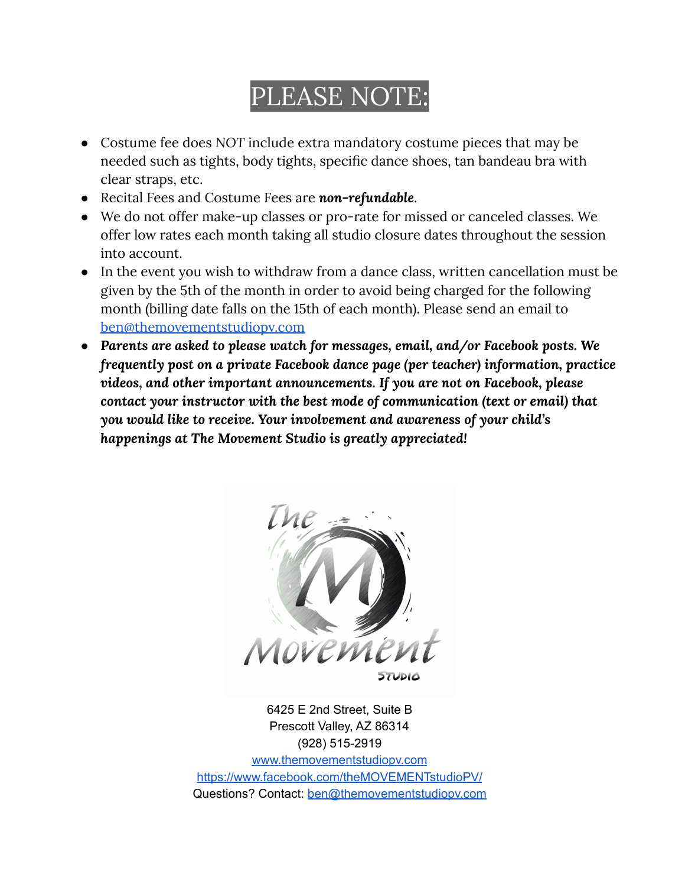# PLEASE NOTE:

- Costume fee does NOT include extra mandatory costume pieces that may be needed such as tights, body tights, specific dance shoes, tan bandeau bra with clear straps, etc.
- Recital Fees and Costume Fees are ***non-refundable***.
- We do not offer make-up classes or pro-rate for missed or canceled classes. We offer low rates each month taking all studio closure dates throughout the session into account.
- In the event you wish to withdraw from a dance class, written cancellation must be given by the 5th of the month in order to avoid being charged for the following month (billing date falls on the 15th of each month). Please send an email to ben@themovementstudiopv.com
- ***Parents are asked to please watch for messages, email, and/or Facebook posts. We frequently post on a private Facebook dance page (per teacher) information, practice videos, and other important announcements. If you are not on Facebook, please contact your instructor with the best mode of communication (text or email) that you would like to receive. Your involvement and awareness of your child's happenings at The Movement Studio is greatly appreciated!***

The Movement Studio

6425 E 2nd Street, Suite B
Prescott Valley, AZ 86314
(928) 515-2919
www.themovementstudiopv.com
https://www.facebook.com/theMOVEMENTstudioPV/
Questions? Contact: ben@themovementstudiopv.com